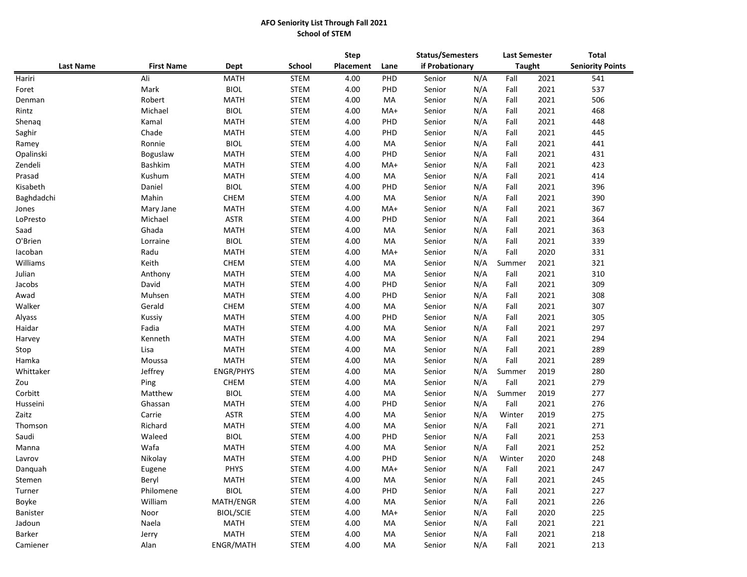**AFO Seniority List Through Fall 2021**
**School of STEM**

| Last Name | First Name | Dept | School | Step Placement | Lane | Status/Semesters if Probationary | | Last Semester Taught | | Total Seniority Points |
|---|---|---|---|---|---|---|---|---|---|---|
| Hariri | Ali | MATH | STEM | 4.00 | PHD | Senior | N/A | Fall | 2021 | 541 |
| Foret | Mark | BIOL | STEM | 4.00 | PHD | Senior | N/A | Fall | 2021 | 537 |
| Denman | Robert | MATH | STEM | 4.00 | MA | Senior | N/A | Fall | 2021 | 506 |
| Rintz | Michael | BIOL | STEM | 4.00 | MA+ | Senior | N/A | Fall | 2021 | 468 |
| Shenaq | Kamal | MATH | STEM | 4.00 | PHD | Senior | N/A | Fall | 2021 | 448 |
| Saghir | Chade | MATH | STEM | 4.00 | PHD | Senior | N/A | Fall | 2021 | 445 |
| Ramey | Ronnie | BIOL | STEM | 4.00 | MA | Senior | N/A | Fall | 2021 | 441 |
| Opalinski | Boguslaw | MATH | STEM | 4.00 | PHD | Senior | N/A | Fall | 2021 | 431 |
| Zendeli | Bashkim | MATH | STEM | 4.00 | MA+ | Senior | N/A | Fall | 2021 | 423 |
| Prasad | Kushum | MATH | STEM | 4.00 | MA | Senior | N/A | Fall | 2021 | 414 |
| Kisabeth | Daniel | BIOL | STEM | 4.00 | PHD | Senior | N/A | Fall | 2021 | 396 |
| Baghdadchi | Mahin | CHEM | STEM | 4.00 | MA | Senior | N/A | Fall | 2021 | 390 |
| Jones | Mary Jane | MATH | STEM | 4.00 | MA+ | Senior | N/A | Fall | 2021 | 367 |
| LoPresto | Michael | ASTR | STEM | 4.00 | PHD | Senior | N/A | Fall | 2021 | 364 |
| Saad | Ghada | MATH | STEM | 4.00 | MA | Senior | N/A | Fall | 2021 | 363 |
| O'Brien | Lorraine | BIOL | STEM | 4.00 | MA | Senior | N/A | Fall | 2021 | 339 |
| Iacoban | Radu | MATH | STEM | 4.00 | MA+ | Senior | N/A | Fall | 2020 | 331 |
| Williams | Keith | CHEM | STEM | 4.00 | MA | Senior | N/A | Summer | 2021 | 321 |
| Julian | Anthony | MATH | STEM | 4.00 | MA | Senior | N/A | Fall | 2021 | 310 |
| Jacobs | David | MATH | STEM | 4.00 | PHD | Senior | N/A | Fall | 2021 | 309 |
| Awad | Muhsen | MATH | STEM | 4.00 | PHD | Senior | N/A | Fall | 2021 | 308 |
| Walker | Gerald | CHEM | STEM | 4.00 | MA | Senior | N/A | Fall | 2021 | 307 |
| Alyass | Kussiy | MATH | STEM | 4.00 | PHD | Senior | N/A | Fall | 2021 | 305 |
| Haidar | Fadia | MATH | STEM | 4.00 | MA | Senior | N/A | Fall | 2021 | 297 |
| Harvey | Kenneth | MATH | STEM | 4.00 | MA | Senior | N/A | Fall | 2021 | 294 |
| Stop | Lisa | MATH | STEM | 4.00 | MA | Senior | N/A | Fall | 2021 | 289 |
| Hamka | Moussa | MATH | STEM | 4.00 | MA | Senior | N/A | Fall | 2021 | 289 |
| Whittaker | Jeffrey | ENGR/PHYS | STEM | 4.00 | MA | Senior | N/A | Summer | 2019 | 280 |
| Zou | Ping | CHEM | STEM | 4.00 | MA | Senior | N/A | Fall | 2021 | 279 |
| Corbitt | Matthew | BIOL | STEM | 4.00 | MA | Senior | N/A | Summer | 2019 | 277 |
| Husseini | Ghassan | MATH | STEM | 4.00 | PHD | Senior | N/A | Fall | 2021 | 276 |
| Zaitz | Carrie | ASTR | STEM | 4.00 | MA | Senior | N/A | Winter | 2019 | 275 |
| Thomson | Richard | MATH | STEM | 4.00 | MA | Senior | N/A | Fall | 2021 | 271 |
| Saudi | Waleed | BIOL | STEM | 4.00 | PHD | Senior | N/A | Fall | 2021 | 253 |
| Manna | Wafa | MATH | STEM | 4.00 | MA | Senior | N/A | Fall | 2021 | 252 |
| Lavrov | Nikolay | MATH | STEM | 4.00 | PHD | Senior | N/A | Winter | 2020 | 248 |
| Danquah | Eugene | PHYS | STEM | 4.00 | MA+ | Senior | N/A | Fall | 2021 | 247 |
| Stemen | Beryl | MATH | STEM | 4.00 | MA | Senior | N/A | Fall | 2021 | 245 |
| Turner | Philomene | BIOL | STEM | 4.00 | PHD | Senior | N/A | Fall | 2021 | 227 |
| Boyke | William | MATH/ENGR | STEM | 4.00 | MA | Senior | N/A | Fall | 2021 | 226 |
| Banister | Noor | BIOL/SCIE | STEM | 4.00 | MA+ | Senior | N/A | Fall | 2020 | 225 |
| Jadoun | Naela | MATH | STEM | 4.00 | MA | Senior | N/A | Fall | 2021 | 221 |
| Barker | Jerry | MATH | STEM | 4.00 | MA | Senior | N/A | Fall | 2021 | 218 |
| Camiener | Alan | ENGR/MATH | STEM | 4.00 | MA | Senior | N/A | Fall | 2021 | 213 |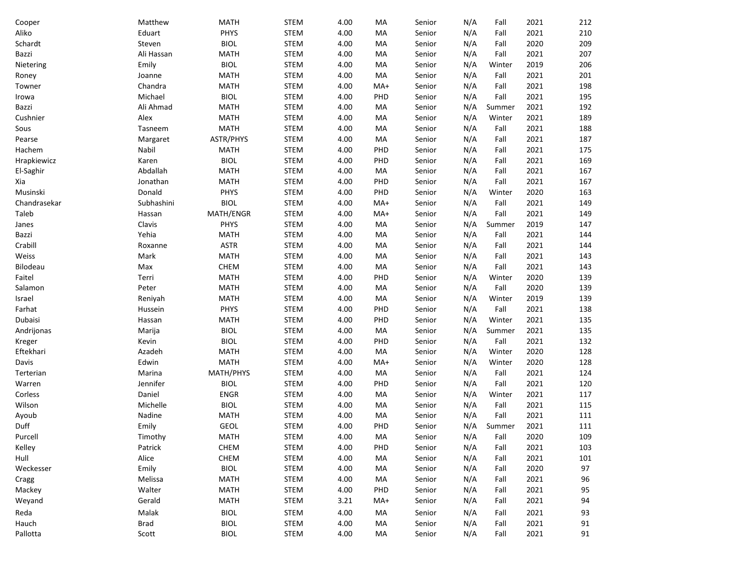| | | | | | | | | | | |
|---|---|---|---|---|---|---|---|---|---|---|
| Cooper | Matthew | MATH | STEM | 4.00 | MA | Senior | N/A | Fall | 2021 | 212 |
| Aliko | Eduart | PHYS | STEM | 4.00 | MA | Senior | N/A | Fall | 2021 | 210 |
| Schardt | Steven | BIOL | STEM | 4.00 | MA | Senior | N/A | Fall | 2020 | 209 |
| Bazzi | Ali Hassan | MATH | STEM | 4.00 | MA | Senior | N/A | Fall | 2021 | 207 |
| Nietering | Emily | BIOL | STEM | 4.00 | MA | Senior | N/A | Winter | 2019 | 206 |
| Roney | Joanne | MATH | STEM | 4.00 | MA | Senior | N/A | Fall | 2021 | 201 |
| Towner | Chandra | MATH | STEM | 4.00 | MA+ | Senior | N/A | Fall | 2021 | 198 |
| Irowa | Michael | BIOL | STEM | 4.00 | PHD | Senior | N/A | Fall | 2021 | 195 |
| Bazzi | Ali Ahmad | MATH | STEM | 4.00 | MA | Senior | N/A | Summer | 2021 | 192 |
| Cushnier | Alex | MATH | STEM | 4.00 | MA | Senior | N/A | Winter | 2021 | 189 |
| Sous | Tasneem | MATH | STEM | 4.00 | MA | Senior | N/A | Fall | 2021 | 188 |
| Pearse | Margaret | ASTR/PHYS | STEM | 4.00 | MA | Senior | N/A | Fall | 2021 | 187 |
| Hachem | Nabil | MATH | STEM | 4.00 | PHD | Senior | N/A | Fall | 2021 | 175 |
| Hrapkiewicz | Karen | BIOL | STEM | 4.00 | PHD | Senior | N/A | Fall | 2021 | 169 |
| El-Saghir | Abdallah | MATH | STEM | 4.00 | MA | Senior | N/A | Fall | 2021 | 167 |
| Xia | Jonathan | MATH | STEM | 4.00 | PHD | Senior | N/A | Fall | 2021 | 167 |
| Musinski | Donald | PHYS | STEM | 4.00 | PHD | Senior | N/A | Winter | 2020 | 163 |
| Chandrasekar | Subhashini | BIOL | STEM | 4.00 | MA+ | Senior | N/A | Fall | 2021 | 149 |
| Taleb | Hassan | MATH/ENGR | STEM | 4.00 | MA+ | Senior | N/A | Fall | 2021 | 149 |
| Janes | Clavis | PHYS | STEM | 4.00 | MA | Senior | N/A | Summer | 2019 | 147 |
| Bazzi | Yehia | MATH | STEM | 4.00 | MA | Senior | N/A | Fall | 2021 | 144 |
| Crabill | Roxanne | ASTR | STEM | 4.00 | MA | Senior | N/A | Fall | 2021 | 144 |
| Weiss | Mark | MATH | STEM | 4.00 | MA | Senior | N/A | Fall | 2021 | 143 |
| Bilodeau | Max | CHEM | STEM | 4.00 | MA | Senior | N/A | Fall | 2021 | 143 |
| Faitel | Terri | MATH | STEM | 4.00 | PHD | Senior | N/A | Winter | 2020 | 139 |
| Salamon | Peter | MATH | STEM | 4.00 | MA | Senior | N/A | Fall | 2020 | 139 |
| Israel | Reniyah | MATH | STEM | 4.00 | MA | Senior | N/A | Winter | 2019 | 139 |
| Farhat | Hussein | PHYS | STEM | 4.00 | PHD | Senior | N/A | Fall | 2021 | 138 |
| Dubaisi | Hassan | MATH | STEM | 4.00 | PHD | Senior | N/A | Winter | 2021 | 135 |
| Andrijonas | Marija | BIOL | STEM | 4.00 | MA | Senior | N/A | Summer | 2021 | 135 |
| Kreger | Kevin | BIOL | STEM | 4.00 | PHD | Senior | N/A | Fall | 2021 | 132 |
| Eftekhari | Azadeh | MATH | STEM | 4.00 | MA | Senior | N/A | Winter | 2020 | 128 |
| Davis | Edwin | MATH | STEM | 4.00 | MA+ | Senior | N/A | Winter | 2020 | 128 |
| Terterian | Marina | MATH/PHYS | STEM | 4.00 | MA | Senior | N/A | Fall | 2021 | 124 |
| Warren | Jennifer | BIOL | STEM | 4.00 | PHD | Senior | N/A | Fall | 2021 | 120 |
| Corless | Daniel | ENGR | STEM | 4.00 | MA | Senior | N/A | Winter | 2021 | 117 |
| Wilson | Michelle | BIOL | STEM | 4.00 | MA | Senior | N/A | Fall | 2021 | 115 |
| Ayoub | Nadine | MATH | STEM | 4.00 | MA | Senior | N/A | Fall | 2021 | 111 |
| Duff | Emily | GEOL | STEM | 4.00 | PHD | Senior | N/A | Summer | 2021 | 111 |
| Purcell | Timothy | MATH | STEM | 4.00 | MA | Senior | N/A | Fall | 2020 | 109 |
| Kelley | Patrick | CHEM | STEM | 4.00 | PHD | Senior | N/A | Fall | 2021 | 103 |
| Hull | Alice | CHEM | STEM | 4.00 | MA | Senior | N/A | Fall | 2021 | 101 |
| Weckesser | Emily | BIOL | STEM | 4.00 | MA | Senior | N/A | Fall | 2020 | 97 |
| Cragg | Melissa | MATH | STEM | 4.00 | MA | Senior | N/A | Fall | 2021 | 96 |
| Mackey | Walter | MATH | STEM | 4.00 | PHD | Senior | N/A | Fall | 2021 | 95 |
| Weyand | Gerald | MATH | STEM | 3.21 | MA+ | Senior | N/A | Fall | 2021 | 94 |
| Reda | Malak | BIOL | STEM | 4.00 | MA | Senior | N/A | Fall | 2021 | 93 |
| Hauch | Brad | BIOL | STEM | 4.00 | MA | Senior | N/A | Fall | 2021 | 91 |
| Pallotta | Scott | BIOL | STEM | 4.00 | MA | Senior | N/A | Fall | 2021 | 91 |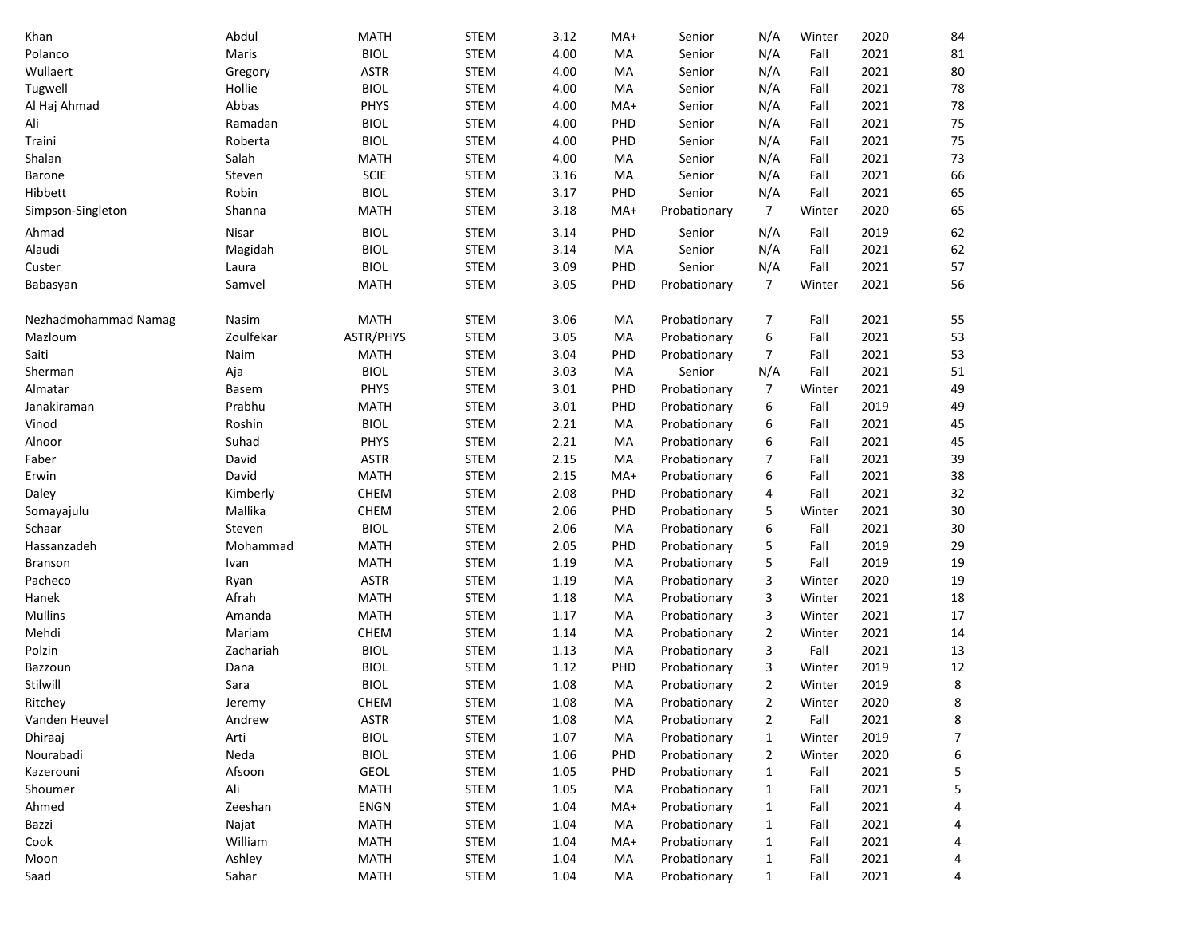| | | | | | | | | | | |
|---|---|---|---|---|---|---|---|---|---|---|
| Khan | Abdul | MATH | STEM | 3.12 | MA+ | Senior | N/A | Winter | 2020 | 84 |
| Polanco | Maris | BIOL | STEM | 4.00 | MA | Senior | N/A | Fall | 2021 | 81 |
| Wullaert | Gregory | ASTR | STEM | 4.00 | MA | Senior | N/A | Fall | 2021 | 80 |
| Tugwell | Hollie | BIOL | STEM | 4.00 | MA | Senior | N/A | Fall | 2021 | 78 |
| Al Haj Ahmad | Abbas | PHYS | STEM | 4.00 | MA+ | Senior | N/A | Fall | 2021 | 78 |
| Ali | Ramadan | BIOL | STEM | 4.00 | PHD | Senior | N/A | Fall | 2021 | 75 |
| Traini | Roberta | BIOL | STEM | 4.00 | PHD | Senior | N/A | Fall | 2021 | 75 |
| Shalan | Salah | MATH | STEM | 4.00 | MA | Senior | N/A | Fall | 2021 | 73 |
| Barone | Steven | SCIE | STEM | 3.16 | MA | Senior | N/A | Fall | 2021 | 66 |
| Hibbett | Robin | BIOL | STEM | 3.17 | PHD | Senior | N/A | Fall | 2021 | 65 |
| Simpson-Singleton | Shanna | MATH | STEM | 3.18 | MA+ | Probationary | 7 | Winter | 2020 | 65 |
| Ahmad | Nisar | BIOL | STEM | 3.14 | PHD | Senior | N/A | Fall | 2019 | 62 |
| Alaudi | Magidah | BIOL | STEM | 3.14 | MA | Senior | N/A | Fall | 2021 | 62 |
| Custer | Laura | BIOL | STEM | 3.09 | PHD | Senior | N/A | Fall | 2021 | 57 |
| Babasyan | Samvel | MATH | STEM | 3.05 | PHD | Probationary | 7 | Winter | 2021 | 56 |
| Nezhadmohammad Namag | Nasim | MATH | STEM | 3.06 | MA | Probationary | 7 | Fall | 2021 | 55 |
| Mazloum | Zoulfekar | ASTR/PHYS | STEM | 3.05 | MA | Probationary | 6 | Fall | 2021 | 53 |
| Saiti | Naim | MATH | STEM | 3.04 | PHD | Probationary | 7 | Fall | 2021 | 53 |
| Sherman | Aja | BIOL | STEM | 3.03 | MA | Senior | N/A | Fall | 2021 | 51 |
| Almatar | Basem | PHYS | STEM | 3.01 | PHD | Probationary | 7 | Winter | 2021 | 49 |
| Janakiraman | Prabhu | MATH | STEM | 3.01 | PHD | Probationary | 6 | Fall | 2019 | 49 |
| Vinod | Roshin | BIOL | STEM | 2.21 | MA | Probationary | 6 | Fall | 2021 | 45 |
| Alnoor | Suhad | PHYS | STEM | 2.21 | MA | Probationary | 6 | Fall | 2021 | 45 |
| Faber | David | ASTR | STEM | 2.15 | MA | Probationary | 7 | Fall | 2021 | 39 |
| Erwin | David | MATH | STEM | 2.15 | MA+ | Probationary | 6 | Fall | 2021 | 38 |
| Daley | Kimberly | CHEM | STEM | 2.08 | PHD | Probationary | 4 | Fall | 2021 | 32 |
| Somayajulu | Mallika | CHEM | STEM | 2.06 | PHD | Probationary | 5 | Winter | 2021 | 30 |
| Schaar | Steven | BIOL | STEM | 2.06 | MA | Probationary | 6 | Fall | 2021 | 30 |
| Hassanzadeh | Mohammad | MATH | STEM | 2.05 | PHD | Probationary | 5 | Fall | 2019 | 29 |
| Branson | Ivan | MATH | STEM | 1.19 | MA | Probationary | 5 | Fall | 2019 | 19 |
| Pacheco | Ryan | ASTR | STEM | 1.19 | MA | Probationary | 3 | Winter | 2020 | 19 |
| Hanek | Afrah | MATH | STEM | 1.18 | MA | Probationary | 3 | Winter | 2021 | 18 |
| Mullins | Amanda | MATH | STEM | 1.17 | MA | Probationary | 3 | Winter | 2021 | 17 |
| Mehdi | Mariam | CHEM | STEM | 1.14 | MA | Probationary | 2 | Winter | 2021 | 14 |
| Polzin | Zachariah | BIOL | STEM | 1.13 | MA | Probationary | 3 | Fall | 2021 | 13 |
| Bazzoun | Dana | BIOL | STEM | 1.12 | PHD | Probationary | 3 | Winter | 2019 | 12 |
| Stilwill | Sara | BIOL | STEM | 1.08 | MA | Probationary | 2 | Winter | 2019 | 8 |
| Ritchey | Jeremy | CHEM | STEM | 1.08 | MA | Probationary | 2 | Winter | 2020 | 8 |
| Vanden Heuvel | Andrew | ASTR | STEM | 1.08 | MA | Probationary | 2 | Fall | 2021 | 8 |
| Dhiraaj | Arti | BIOL | STEM | 1.07 | MA | Probationary | 1 | Winter | 2019 | 7 |
| Nourabadi | Neda | BIOL | STEM | 1.06 | PHD | Probationary | 2 | Winter | 2020 | 6 |
| Kazerouni | Afsoon | GEOL | STEM | 1.05 | PHD | Probationary | 1 | Fall | 2021 | 5 |
| Shoumer | Ali | MATH | STEM | 1.05 | MA | Probationary | 1 | Fall | 2021 | 5 |
| Ahmed | Zeeshan | ENGN | STEM | 1.04 | MA+ | Probationary | 1 | Fall | 2021 | 4 |
| Bazzi | Najat | MATH | STEM | 1.04 | MA | Probationary | 1 | Fall | 2021 | 4 |
| Cook | William | MATH | STEM | 1.04 | MA+ | Probationary | 1 | Fall | 2021 | 4 |
| Moon | Ashley | MATH | STEM | 1.04 | MA | Probationary | 1 | Fall | 2021 | 4 |
| Saad | Sahar | MATH | STEM | 1.04 | MA | Probationary | 1 | Fall | 2021 | 4 |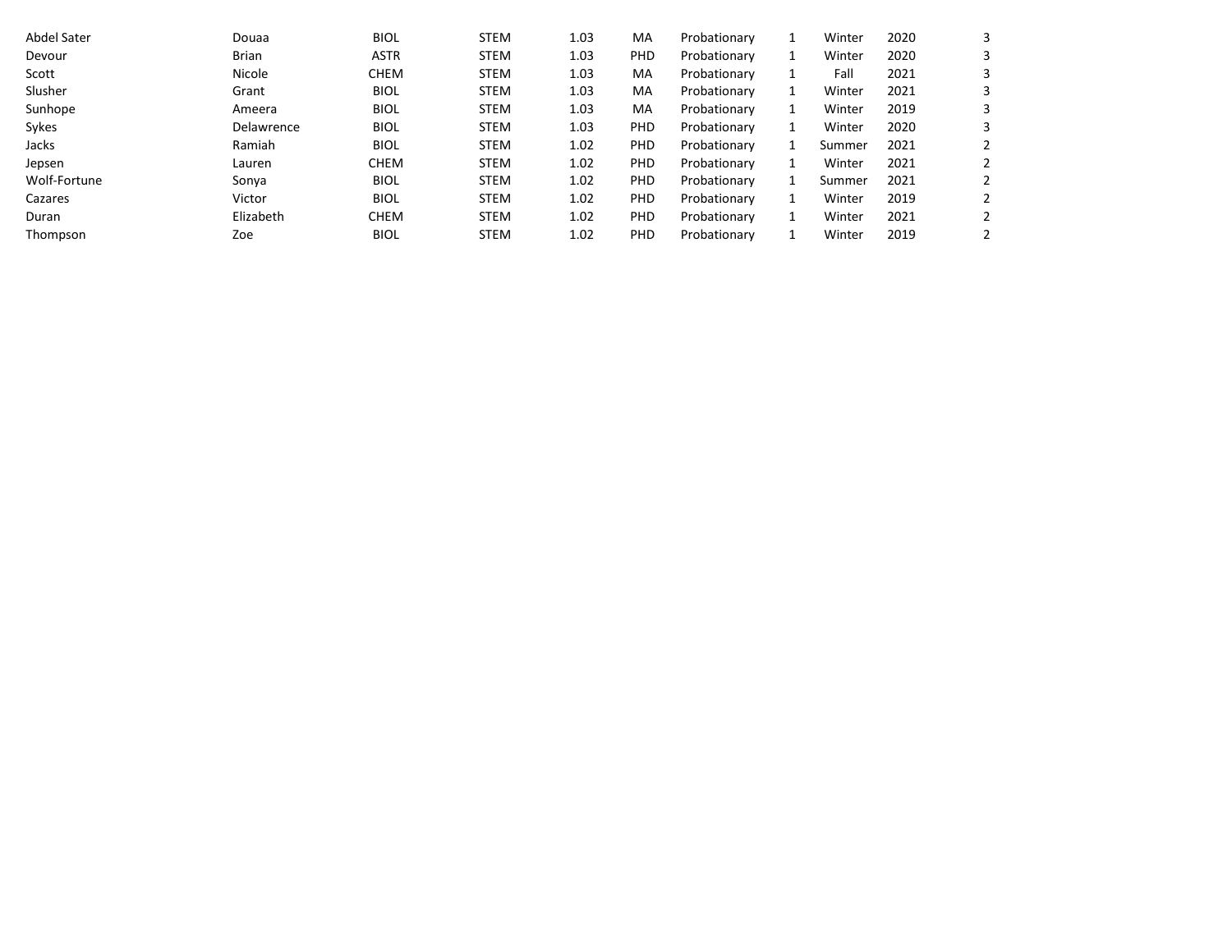| | | | | | | | | | | |
|---|---|---|---|---|---|---|---|---|---|---|
| Abdel Sater | Douaa | BIOL | STEM | 1.03 | MA | Probationary | 1 | Winter | 2020 | 3 |
| Devour | Brian | ASTR | STEM | 1.03 | PHD | Probationary | 1 | Winter | 2020 | 3 |
| Scott | Nicole | CHEM | STEM | 1.03 | MA | Probationary | 1 | Fall | 2021 | 3 |
| Slusher | Grant | BIOL | STEM | 1.03 | MA | Probationary | 1 | Winter | 2021 | 3 |
| Sunhope | Ameera | BIOL | STEM | 1.03 | MA | Probationary | 1 | Winter | 2019 | 3 |
| Sykes | Delawrence | BIOL | STEM | 1.03 | PHD | Probationary | 1 | Winter | 2020 | 3 |
| Jacks | Ramiah | BIOL | STEM | 1.02 | PHD | Probationary | 1 | Summer | 2021 | 2 |
| Jepsen | Lauren | CHEM | STEM | 1.02 | PHD | Probationary | 1 | Winter | 2021 | 2 |
| Wolf-Fortune | Sonya | BIOL | STEM | 1.02 | PHD | Probationary | 1 | Summer | 2021 | 2 |
| Cazares | Victor | BIOL | STEM | 1.02 | PHD | Probationary | 1 | Winter | 2019 | 2 |
| Duran | Elizabeth | CHEM | STEM | 1.02 | PHD | Probationary | 1 | Winter | 2021 | 2 |
| Thompson | Zoe | BIOL | STEM | 1.02 | PHD | Probationary | 1 | Winter | 2019 | 2 |